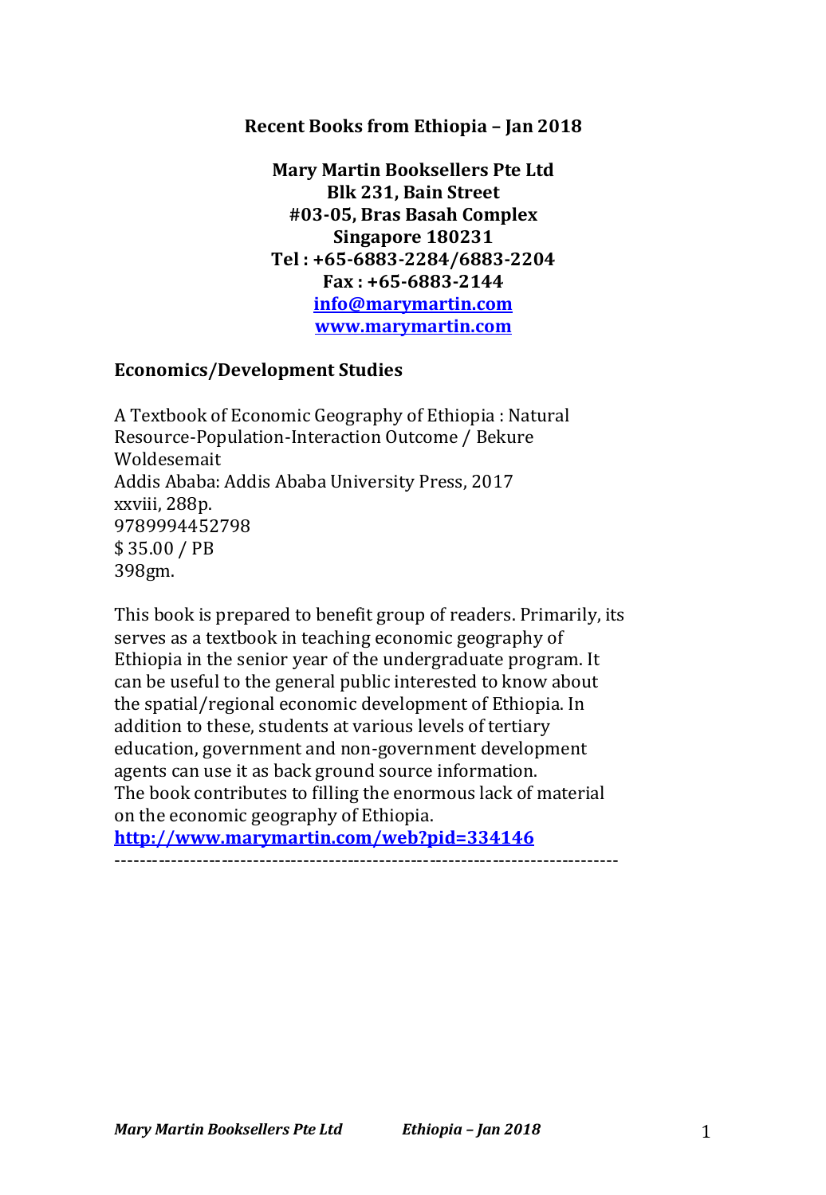**Recent Books from Ethiopia – Jan 2018**

**Mary Martin Booksellers Pte Ltd**
**Blk 231, Bain Street**
**#03-05, Bras Basah Complex**
**Singapore 180231**
**Tel : +65-6883-2284/6883-2204**
**Fax : +65-6883-2144**
**info@marymartin.com**
**www.marymartin.com**

## Economics/Development Studies

A Textbook of Economic Geography of Ethiopia : Natural Resource-Population-Interaction Outcome / Bekure Woldesemait
Addis Ababa: Addis Ababa University Press, 2017
xxviii, 288p.
9789994452798
$ 35.00 / PB
398gm.

This book is prepared to benefit group of readers. Primarily, its serves as a textbook in teaching economic geography of Ethiopia in the senior year of the undergraduate program. It can be useful to the general public interested to know about the spatial/regional economic development of Ethiopia. In addition to these, students at various levels of tertiary education, government and non-government development agents can use it as back ground source information.
The book contributes to filling the enormous lack of material on the economic geography of Ethiopia.
**http://www.marymartin.com/web?pid=334146**

-----------------------------------------------------------------------------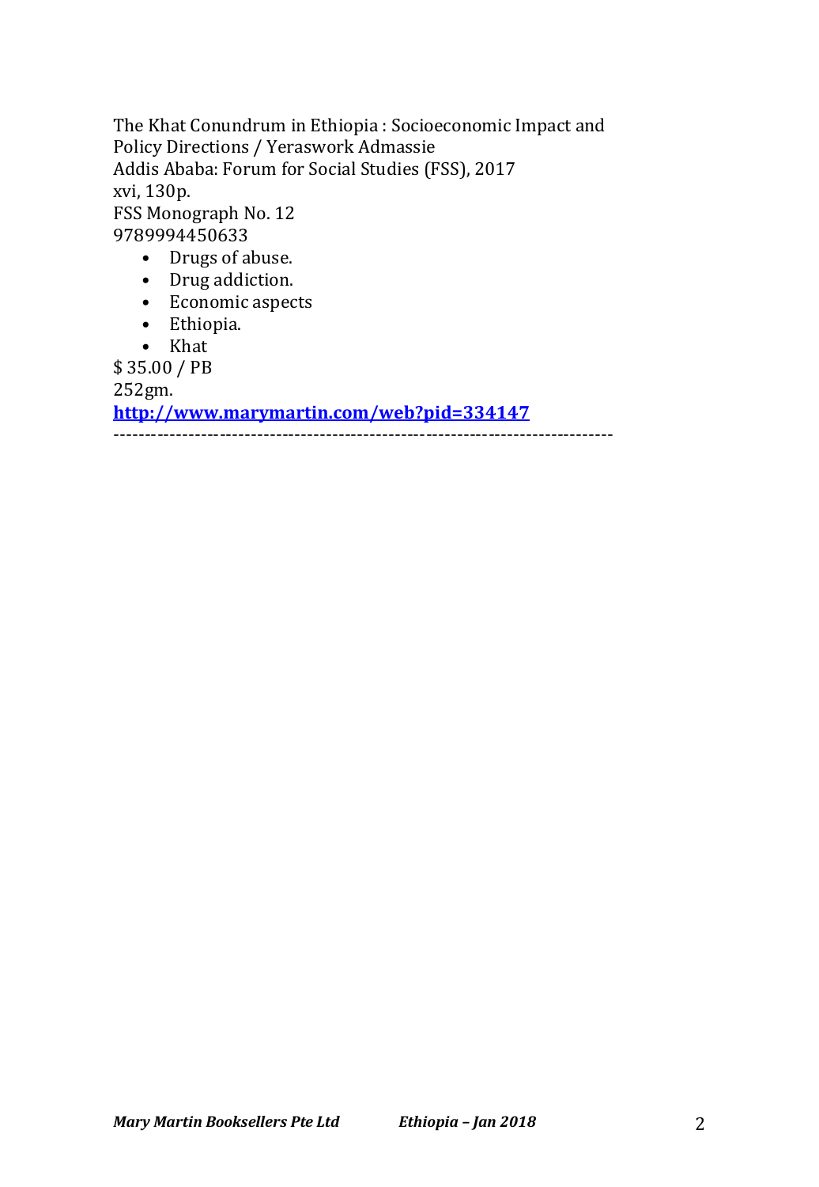The Khat Conundrum in Ethiopia : Socioeconomic Impact and Policy Directions / Yeraswork Admassie
Addis Ababa: Forum for Social Studies (FSS), 2017
xvi, 130p.
FSS Monograph No. 12
9789994450633

- Drugs of abuse.
- Drug addiction.
- Economic aspects
- Ethiopia.
- Khat

$ 35.00 / PB
252gm.
**http://www.marymartin.com/web?pid=334147**

-----------------------------------------------------------------------------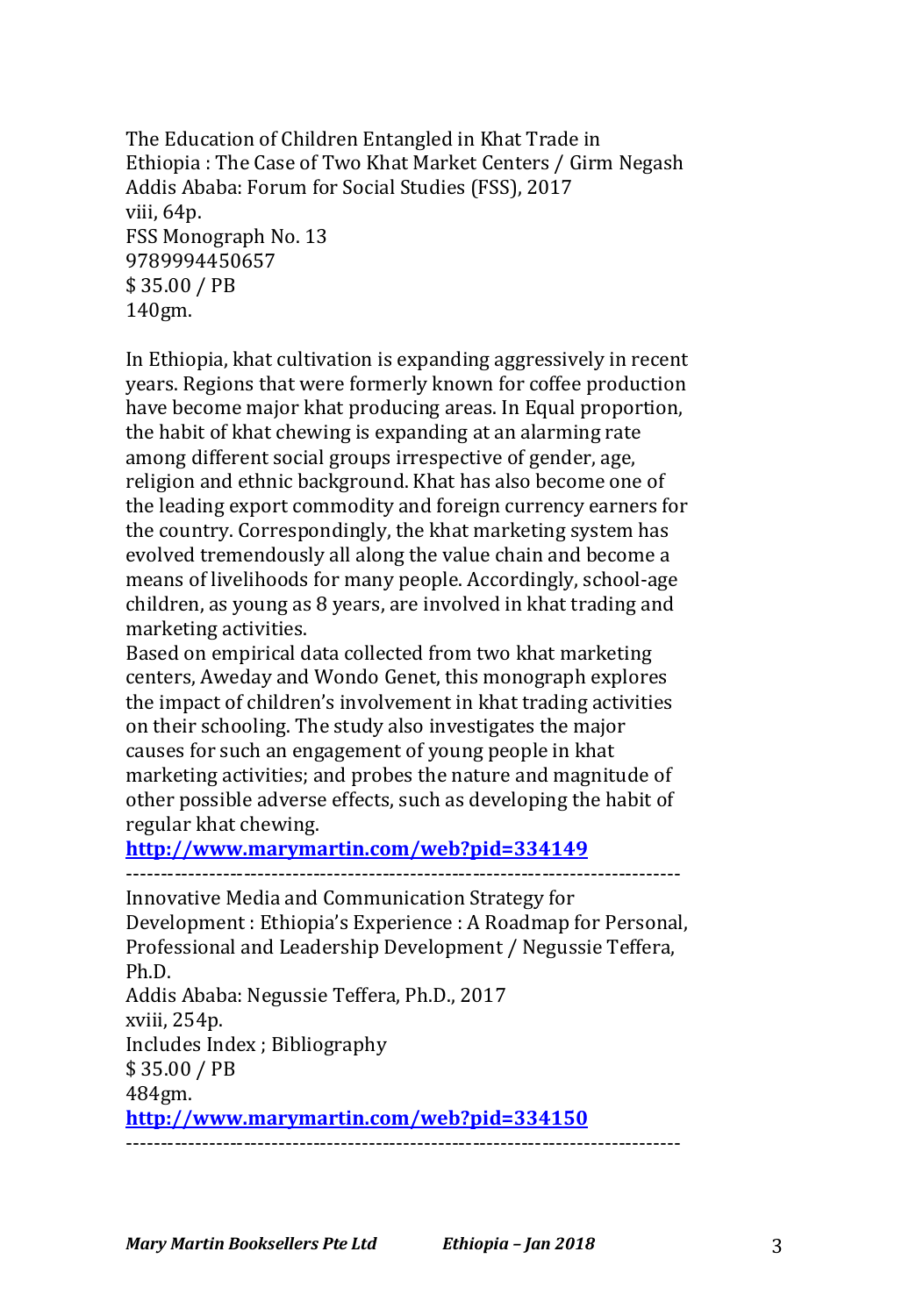The Education of Children Entangled in Khat Trade in Ethiopia : The Case of Two Khat Market Centers / Girm Negash
Addis Ababa: Forum for Social Studies (FSS), 2017
viii, 64p.
FSS Monograph No. 13
9789994450657
$ 35.00 / PB
140gm.

In Ethiopia, khat cultivation is expanding aggressively in recent years. Regions that were formerly known for coffee production have become major khat producing areas. In Equal proportion, the habit of khat chewing is expanding at an alarming rate among different social groups irrespective of gender, age, religion and ethnic background. Khat has also become one of the leading export commodity and foreign currency earners for the country. Correspondingly, the khat marketing system has evolved tremendously all along the value chain and become a means of livelihoods for many people. Accordingly, school-age children, as young as 8 years, are involved in khat trading and marketing activities.

Based on empirical data collected from two khat marketing centers, Aweday and Wondo Genet, this monograph explores the impact of children's involvement in khat trading activities on their schooling. The study also investigates the major causes for such an engagement of young people in khat marketing activities; and probes the nature and magnitude of other possible adverse effects, such as developing the habit of regular khat chewing.

**http://www.marymartin.com/web?pid=334149**

-----------------------------------------------------------------------------

Innovative Media and Communication Strategy for Development : Ethiopia's Experience : A Roadmap for Personal, Professional and Leadership Development / Negussie Teffera, Ph.D.
Addis Ababa: Negussie Teffera, Ph.D., 2017
xviii, 254p.
Includes Index ; Bibliography
$ 35.00 / PB
484gm.

**http://www.marymartin.com/web?pid=334150**

-----------------------------------------------------------------------------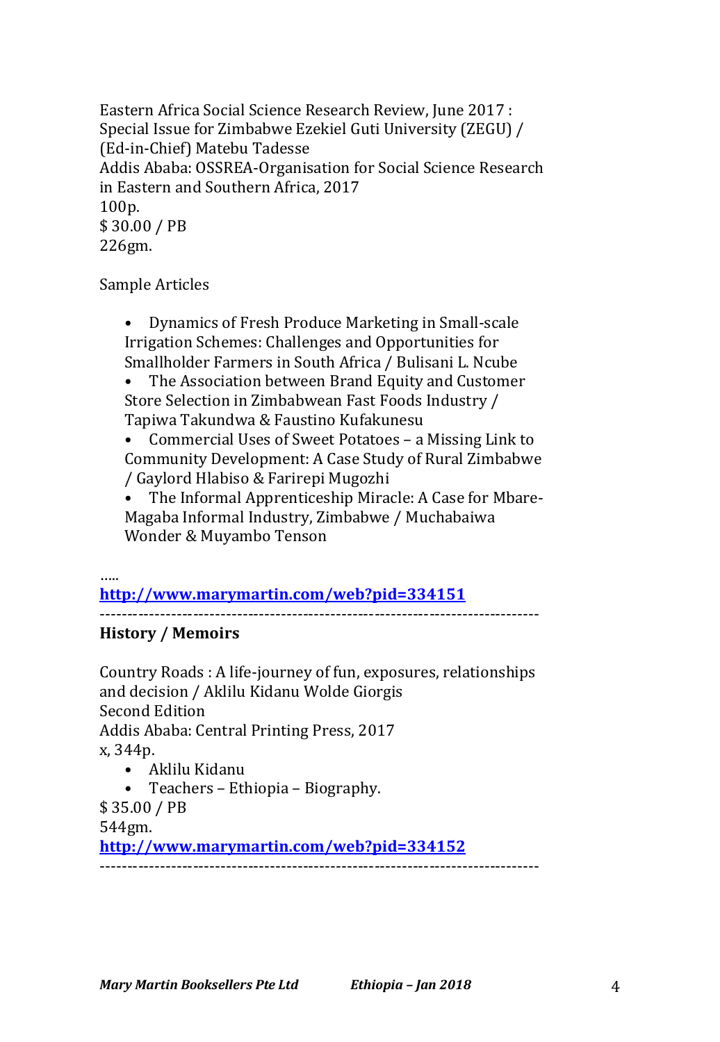Eastern Africa Social Science Research Review, June 2017 : Special Issue for Zimbabwe Ezekiel Guti University (ZEGU) / (Ed-in-Chief) Matebu Tadesse
Addis Ababa: OSSREA-Organisation for Social Science Research in Eastern and Southern Africa, 2017
100p.
$ 30.00 / PB
226gm.

Sample Articles

- Dynamics of Fresh Produce Marketing in Small-scale Irrigation Schemes: Challenges and Opportunities for Smallholder Farmers in South Africa / Bulisani L. Ncube
- The Association between Brand Equity and Customer Store Selection in Zimbabwean Fast Foods Industry / Tapiwa Takundwa & Faustino Kufakunesu
- Commercial Uses of Sweet Potatoes – a Missing Link to Community Development: A Case Study of Rural Zimbabwe / Gaylord Hlabiso & Farirepi Mugozhi
- The Informal Apprenticeship Miracle: A Case for Mbare-Magaba Informal Industry, Zimbabwe / Muchabaiwa Wonder & Muyambo Tenson

…..
**http://www.marymartin.com/web?pid=334151**

-------------------------------------------------------------------------------

**History / Memoirs**

Country Roads : A life-journey of fun, exposures, relationships and decision / Aklilu Kidanu Wolde Giorgis
Second Edition
Addis Ababa: Central Printing Press, 2017
x, 344p.

- Aklilu Kidanu
- Teachers – Ethiopia – Biography.

$ 35.00 / PB
544gm.
**http://www.marymartin.com/web?pid=334152**

-------------------------------------------------------------------------------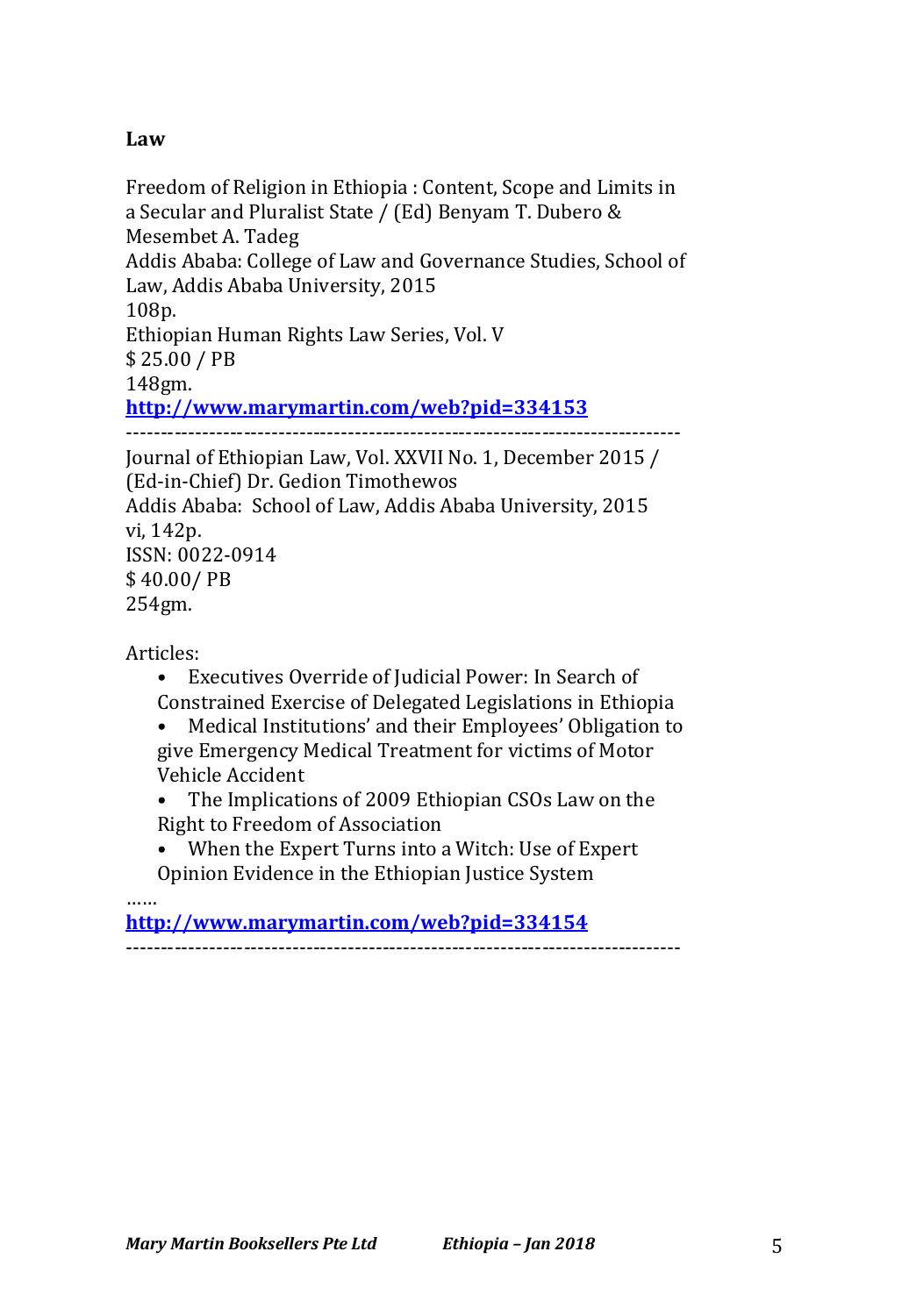**Law**

Freedom of Religion in Ethiopia : Content, Scope and Limits in a Secular and Pluralist State / (Ed) Benyam T. Dubero & Mesembet A. Tadeg
Addis Ababa: College of Law and Governance Studies, School of Law, Addis Ababa University, 2015
108p.
Ethiopian Human Rights Law Series, Vol. V
$ 25.00 / PB
148gm.
**http://www.marymartin.com/web?pid=334153**

------------------------------------------------------------------------------

Journal of Ethiopian Law, Vol. XXVII No. 1, December 2015 / (Ed-in-Chief) Dr. Gedion Timothewos
Addis Ababa: School of Law, Addis Ababa University, 2015
vi, 142p.
ISSN: 0022-0914
$ 40.00/ PB
254gm.

Articles:

- Executives Override of Judicial Power: In Search of Constrained Exercise of Delegated Legislations in Ethiopia
- Medical Institutions' and their Employees' Obligation to give Emergency Medical Treatment for victims of Motor Vehicle Accident
- The Implications of 2009 Ethiopian CSOs Law on the Right to Freedom of Association
- When the Expert Turns into a Witch: Use of Expert Opinion Evidence in the Ethiopian Justice System

……
**http://www.marymartin.com/web?pid=334154**

------------------------------------------------------------------------------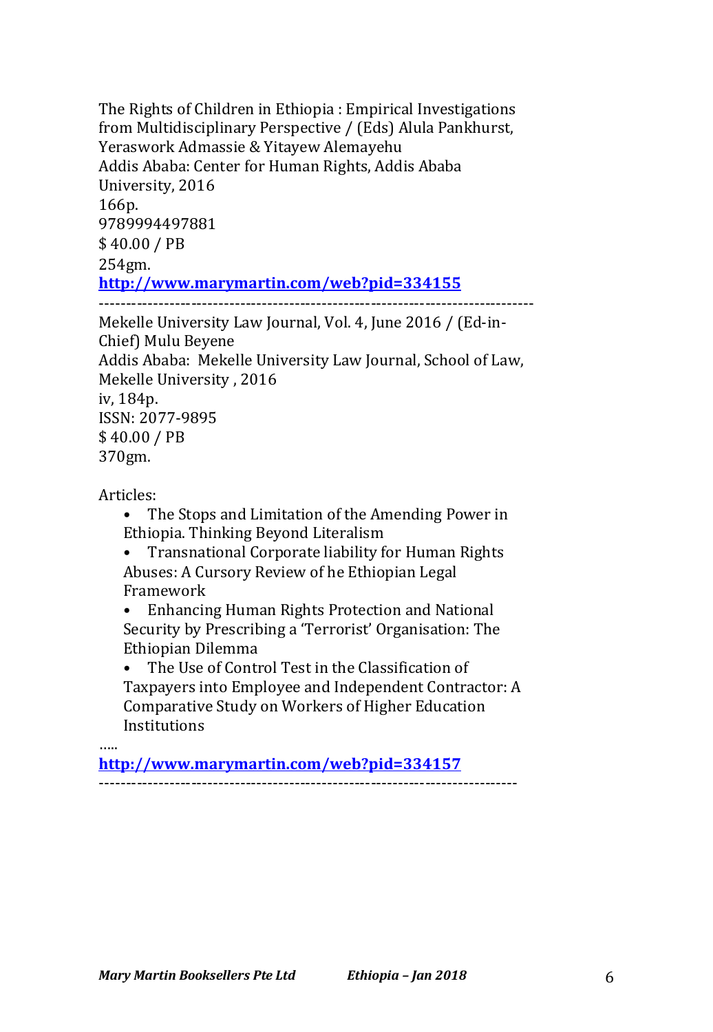The Rights of Children in Ethiopia : Empirical Investigations from Multidisciplinary Perspective / (Eds) Alula Pankhurst, Yeraswork Admassie & Yitayew Alemayehu
Addis Ababa: Center for Human Rights, Addis Ababa University, 2016
166p.
9789994497881
$ 40.00 / PB
254gm.
**http://www.marymartin.com/web?pid=334155**

-------------------------------------------------------------------------------

Mekelle University Law Journal, Vol. 4, June 2016 / (Ed-in-Chief) Mulu Beyene
Addis Ababa: Mekelle University Law Journal, School of Law, Mekelle University , 2016
iv, 184p.
ISSN: 2077-9895
$ 40.00 / PB
370gm.

Articles:

- The Stops and Limitation of the Amending Power in Ethiopia. Thinking Beyond Literalism
- Transnational Corporate liability for Human Rights Abuses: A Cursory Review of he Ethiopian Legal Framework
- Enhancing Human Rights Protection and National Security by Prescribing a 'Terrorist' Organisation: The Ethiopian Dilemma
- The Use of Control Test in the Classification of Taxpayers into Employee and Independent Contractor: A Comparative Study on Workers of Higher Education Institutions

…..

**http://www.marymartin.com/web?pid=334157**

-------------------------------------------------------------------------------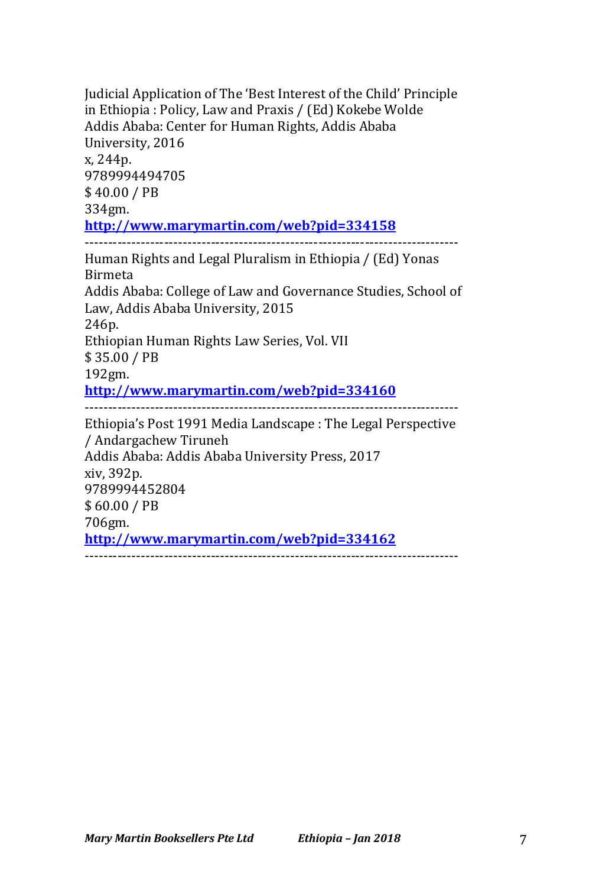Judicial Application of The 'Best Interest of the Child' Principle in Ethiopia : Policy, Law and Praxis / (Ed) Kokebe Wolde
Addis Ababa: Center for Human Rights, Addis Ababa University, 2016
x, 244p.
9789994494705
$ 40.00 / PB
334gm.
**http://www.marymartin.com/web?pid=334158**

------------------------------------------------------------------------------

Human Rights and Legal Pluralism in Ethiopia / (Ed) Yonas Birmeta
Addis Ababa: College of Law and Governance Studies, School of Law, Addis Ababa University, 2015
246p.
Ethiopian Human Rights Law Series, Vol. VII
$ 35.00 / PB
192gm.
**http://www.marymartin.com/web?pid=334160**

------------------------------------------------------------------------------

Ethiopia's Post 1991 Media Landscape : The Legal Perspective / Andargachew Tiruneh
Addis Ababa: Addis Ababa University Press, 2017
xiv, 392p.
9789994452804
$ 60.00 / PB
706gm.
**http://www.marymartin.com/web?pid=334162**

------------------------------------------------------------------------------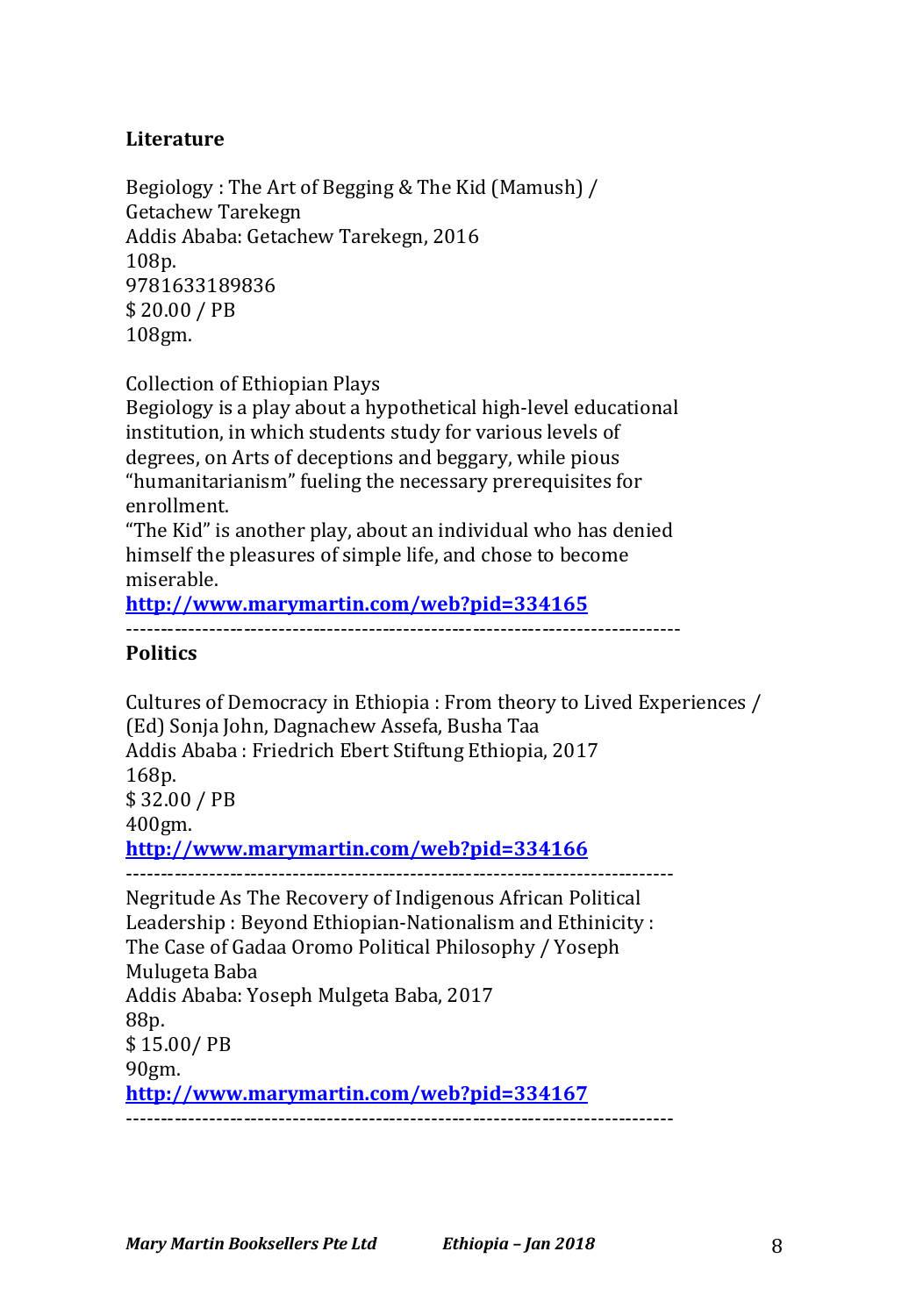## Literature

Begiology : The Art of Begging & The Kid (Mamush) /
Getachew Tarekegn
Addis Ababa: Getachew Tarekegn, 2016
108p.
9781633189836
$ 20.00 / PB
108gm.

Collection of Ethiopian Plays
Begiology is a play about a hypothetical high-level educational institution, in which students study for various levels of degrees, on Arts of deceptions and beggary, while pious "humanitarianism" fueling the necessary prerequisites for enrollment.
"The Kid" is another play, about an individual who has denied himself the pleasures of simple life, and chose to become miserable.
**http://www.marymartin.com/web?pid=334165**

---

## Politics

Cultures of Democracy in Ethiopia : From theory to Lived Experiences /
(Ed) Sonja John, Dagnachew Assefa, Busha Taa
Addis Ababa : Friedrich Ebert Stiftung Ethiopia, 2017
168p.
$ 32.00 / PB
400gm.
**http://www.marymartin.com/web?pid=334166**

---

Negritude As The Recovery of Indigenous African Political Leadership : Beyond Ethiopian-Nationalism and Ethinicity : The Case of Gadaa Oromo Political Philosophy / Yoseph Mulugeta Baba
Addis Ababa: Yoseph Mulgeta Baba, 2017
88p.
$ 15.00/ PB
90gm.
**http://www.marymartin.com/web?pid=334167**

---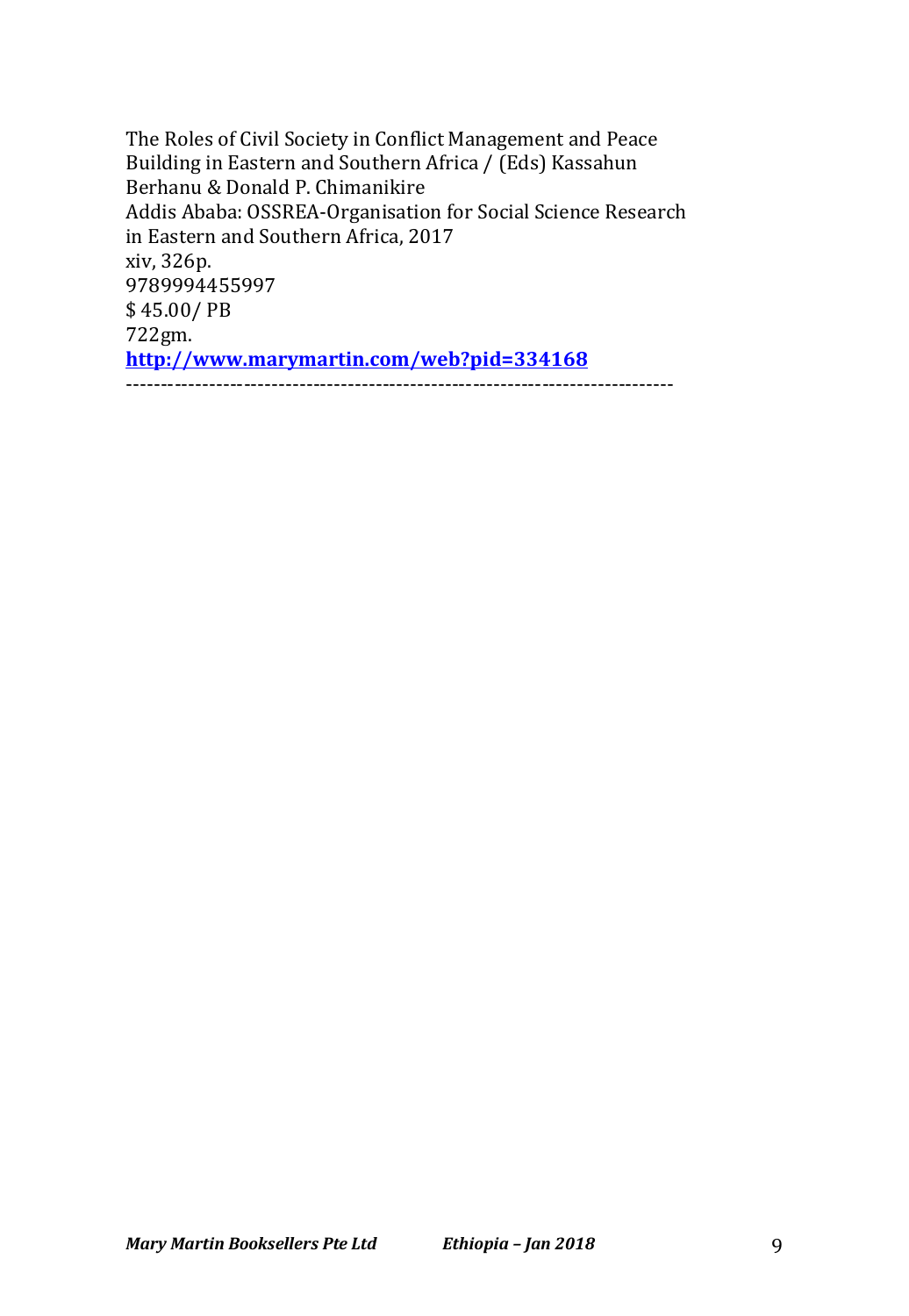The Roles of Civil Society in Conflict Management and Peace Building in Eastern and Southern Africa / (Eds) Kassahun Berhanu & Donald P. Chimanikire
Addis Ababa: OSSREA-Organisation for Social Science Research in Eastern and Southern Africa, 2017
xiv, 326p.
9789994455997
$ 45.00/ PB
722gm.
**http://www.marymartin.com/web?pid=334168**

-----------------------------------------------------------------------------